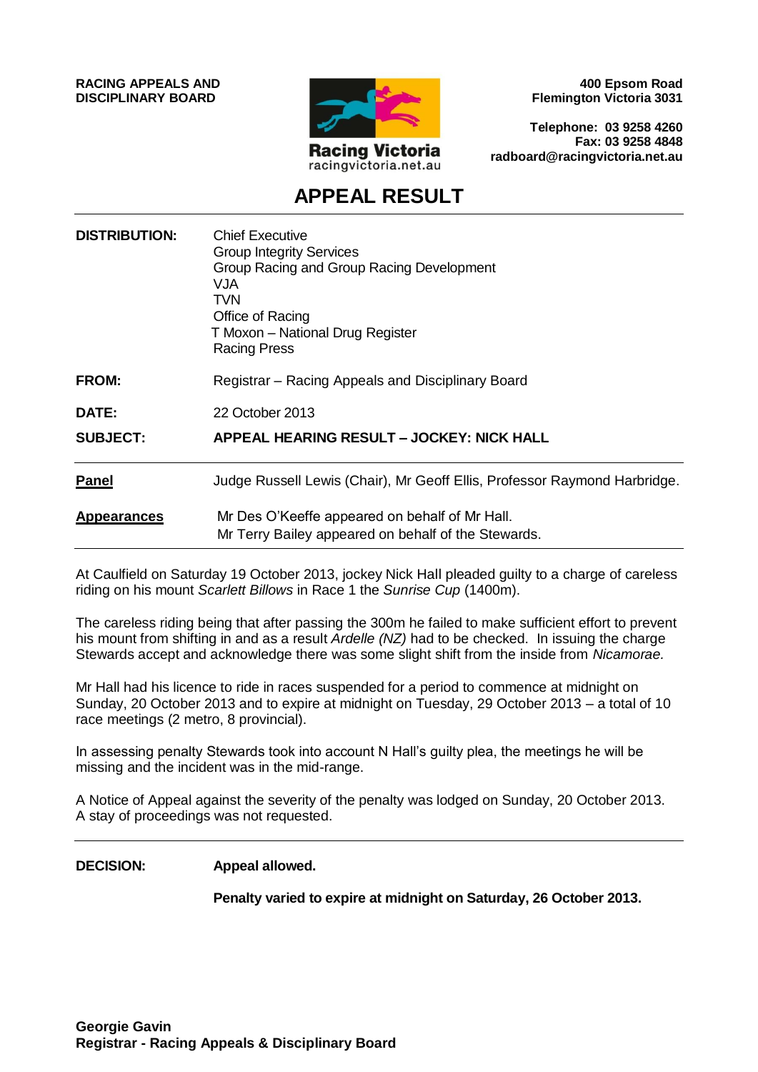**RACING APPEALS AND DISCIPLINARY BOARD**

**400 Epsom Road**
**Flemington Victoria 3031**

**Telephone: 03 9258 4260**
**Fax: 03 9258 4848**
**radboard@racingvictoria.net.au**

Racing Victoria
racingvictoria.net.au

# APPEAL RESULT

| | |
|---|---|
| **DISTRIBUTION:** | Chief Executive<br>Group Integrity Services<br>Group Racing and Group Racing Development<br>VJA<br>TVN<br>Office of Racing<br>T Moxon – National Drug Register<br>Racing Press |
| **FROM:** | Registrar – Racing Appeals and Disciplinary Board |
| **DATE:** | 22 October 2013 |
| **SUBJECT:** | **APPEAL HEARING RESULT – JOCKEY: NICK HALL** |

**Panel** — Judge Russell Lewis (Chair), Mr Geoff Ellis, Professor Raymond Harbridge.

**Appearances** — Mr Des O'Keeffe appeared on behalf of Mr Hall.
Mr Terry Bailey appeared on behalf of the Stewards.

---

At Caulfield on Saturday 19 October 2013, jockey Nick Hall pleaded guilty to a charge of careless riding on his mount *Scarlett Billows* in Race 1 the *Sunrise Cup* (1400m).

The careless riding being that after passing the 300m he failed to make sufficient effort to prevent his mount from shifting in and as a result *Ardelle (NZ)* had to be checked. In issuing the charge Stewards accept and acknowledge there was some slight shift from the inside from *Nicamorae.*

Mr Hall had his licence to ride in races suspended for a period to commence at midnight on Sunday, 20 October 2013 and to expire at midnight on Tuesday, 29 October 2013 – a total of 10 race meetings (2 metro, 8 provincial).

In assessing penalty Stewards took into account N Hall's guilty plea, the meetings he will be missing and the incident was in the mid-range.

A Notice of Appeal against the severity of the penalty was lodged on Sunday, 20 October 2013. A stay of proceedings was not requested.

---

**DECISION:** **Appeal allowed.**

**Penalty varied to expire at midnight on Saturday, 26 October 2013.**

**Georgie Gavin**
**Registrar - Racing Appeals & Disciplinary Board**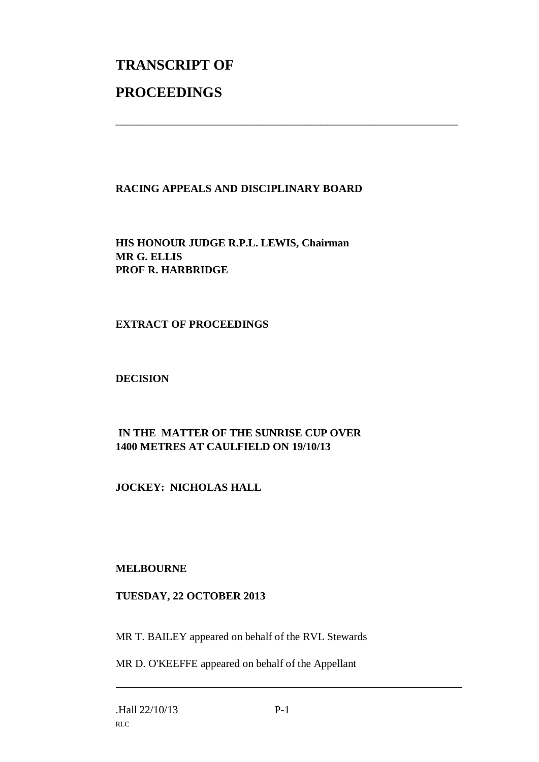# TRANSCRIPT OF PROCEEDINGS

---

**RACING APPEALS AND DISCIPLINARY BOARD**

**HIS HONOUR JUDGE R.P.L. LEWIS, Chairman**
**MR G. ELLIS**
**PROF R. HARBRIDGE**

**EXTRACT OF PROCEEDINGS**

**DECISION**

**IN THE MATTER OF THE SUNRISE CUP OVER 1400 METRES AT CAULFIELD ON 19/10/13**

**JOCKEY: NICHOLAS HALL**

**MELBOURNE**

**TUESDAY, 22 OCTOBER 2013**

MR T. BAILEY appeared on behalf of the RVL Stewards

MR D. O'KEEFFE appeared on behalf of the Appellant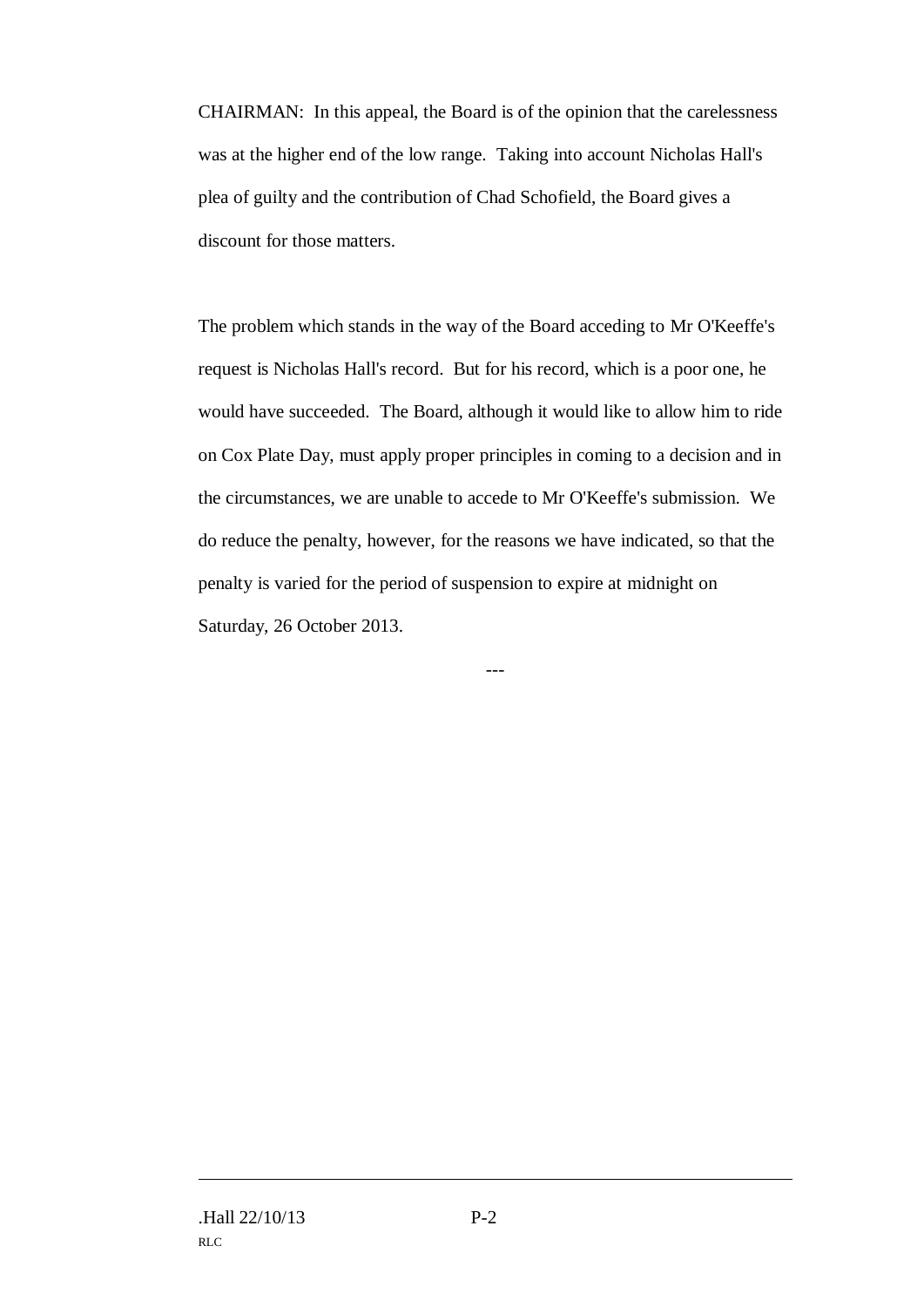CHAIRMAN: In this appeal, the Board is of the opinion that the carelessness was at the higher end of the low range. Taking into account Nicholas Hall's plea of guilty and the contribution of Chad Schofield, the Board gives a discount for those matters.

The problem which stands in the way of the Board acceding to Mr O'Keeffe's request is Nicholas Hall's record. But for his record, which is a poor one, he would have succeeded. The Board, although it would like to allow him to ride on Cox Plate Day, must apply proper principles in coming to a decision and in the circumstances, we are unable to accede to Mr O'Keeffe's submission. We do reduce the penalty, however, for the reasons we have indicated, so that the penalty is varied for the period of suspension to expire at midnight on Saturday, 26 October 2013.

---